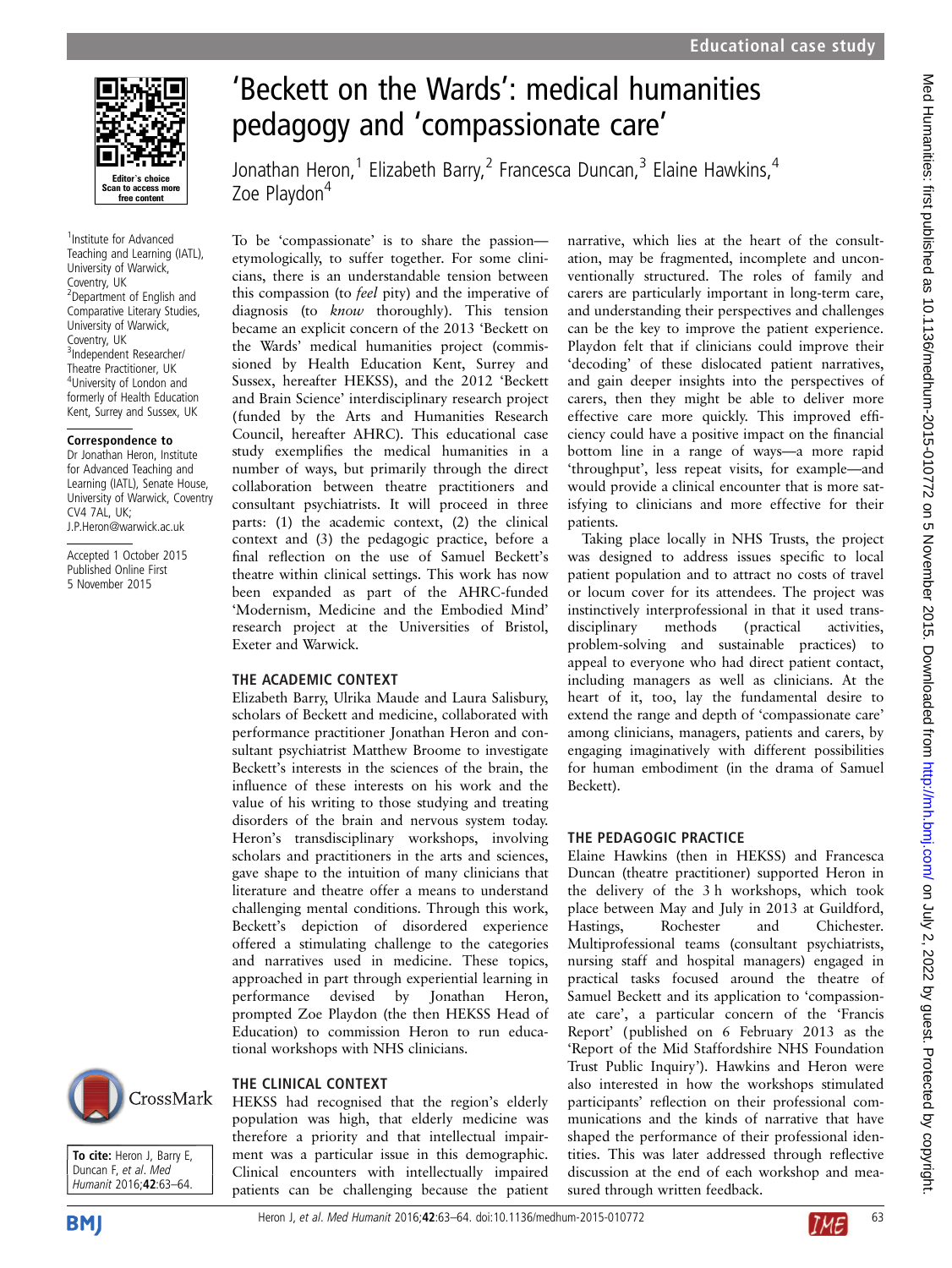# 'Beckett on the Wards': medical humanities pedagogy and 'compassionate care'

Jonathan Heron,[1] Elizabeth Barry,[2] Francesca Duncan,[3] Elaine Hawkins,[4] Zoe Playdon[4]

[1]Institute for Advanced Teaching and Learning (IATL), University of Warwick, Coventry, UK
[2]Department of English and Comparative Literary Studies, University of Warwick, Coventry, UK
[3]Independent Researcher/Theatre Practitioner, UK
[4]University of London and formerly of Health Education Kent, Surrey and Sussex, UK

**Correspondence to**
Dr Jonathan Heron, Institute for Advanced Teaching and Learning (IATL), Senate House, University of Warwick, Coventry CV4 7AL, UK; J.P.Heron@warwick.ac.uk

Accepted 1 October 2015
Published Online First 5 November 2015

**To cite:** Heron J, Barry E, Duncan F, *et al*. *Med Humanit* 2016;**42**:63–64.

To be 'compassionate' is to share the passion—etymologically, to suffer together. For some clinicians, there is an understandable tension between this compassion (to *feel* pity) and the imperative of diagnosis (to *know* thoroughly). This tension became an explicit concern of the 2013 'Beckett on the Wards' medical humanities project (commissioned by Health Education Kent, Surrey and Sussex, hereafter HEKSS), and the 2012 'Beckett and Brain Science' interdisciplinary research project (funded by the Arts and Humanities Research Council, hereafter AHRC). This educational case study exemplifies the medical humanities in a number of ways, but primarily through the direct collaboration between theatre practitioners and consultant psychiatrists. It will proceed in three parts: (1) the academic context, (2) the clinical context and (3) the pedagogic practice, before a final reflection on the use of Samuel Beckett's theatre within clinical settings. This work has now been expanded as part of the AHRC-funded 'Modernism, Medicine and the Embodied Mind' research project at the Universities of Bristol, Exeter and Warwick.

## THE ACADEMIC CONTEXT

Elizabeth Barry, Ulrika Maude and Laura Salisbury, scholars of Beckett and medicine, collaborated with performance practitioner Jonathan Heron and consultant psychiatrist Matthew Broome to investigate Beckett's interests in the sciences of the brain, the influence of these interests on his work and the value of his writing to those studying and treating disorders of the brain and nervous system today. Heron's transdisciplinary workshops, involving scholars and practitioners in the arts and sciences, gave shape to the intuition of many clinicians that literature and theatre offer a means to understand challenging mental conditions. Through this work, Beckett's depiction of disordered experience offered a stimulating challenge to the categories and narratives used in medicine. These topics, approached in part through experiential learning in performance devised by Jonathan Heron, prompted Zoe Playdon (the then HEKSS Head of Education) to commission Heron to run educational workshops with NHS clinicians.

## THE CLINICAL CONTEXT

HEKSS had recognised that the region's elderly population was high, that elderly medicine was therefore a priority and that intellectual impairment was a particular issue in this demographic. Clinical encounters with intellectually impaired patients can be challenging because the patient narrative, which lies at the heart of the consultation, may be fragmented, incomplete and unconventionally structured. The roles of family and carers are particularly important in long-term care, and understanding their perspectives and challenges can be the key to improve the patient experience. Playdon felt that if clinicians could improve their 'decoding' of these dislocated patient narratives, and gain deeper insights into the perspectives of carers, then they might be able to deliver more effective care more quickly. This improved efficiency could have a positive impact on the financial bottom line in a range of ways—a more rapid 'throughput', less repeat visits, for example—and would provide a clinical encounter that is more satisfying to clinicians and more effective for their patients.

Taking place locally in NHS Trusts, the project was designed to address issues specific to local patient population and to attract no costs of travel or locum cover for its attendees. The project was instinctively interprofessional in that it used transdisciplinary methods (practical activities, problem-solving and sustainable practices) to appeal to everyone who had direct patient contact, including managers as well as clinicians. At the heart of it, too, lay the fundamental desire to extend the range and depth of 'compassionate care' among clinicians, managers, patients and carers, by engaging imaginatively with different possibilities for human embodiment (in the drama of Samuel Beckett).

## THE PEDAGOGIC PRACTICE

Elaine Hawkins (then in HEKSS) and Francesca Duncan (theatre practitioner) supported Heron in the delivery of the 3 h workshops, which took place between May and July in 2013 at Guildford, Hastings, Rochester and Chichester. Multiprofessional teams (consultant psychiatrists, nursing staff and hospital managers) engaged in practical tasks focused around the theatre of Samuel Beckett and its application to 'compassionate care', a particular concern of the 'Francis Report' (published on 6 February 2013 as the 'Report of the Mid Staffordshire NHS Foundation Trust Public Inquiry'). Hawkins and Heron were also interested in how the workshops stimulated participants' reflection on their professional communications and the kinds of narrative that have shaped the performance of their professional identities. This was later addressed through reflective discussion at the end of each workshop and measured through written feedback.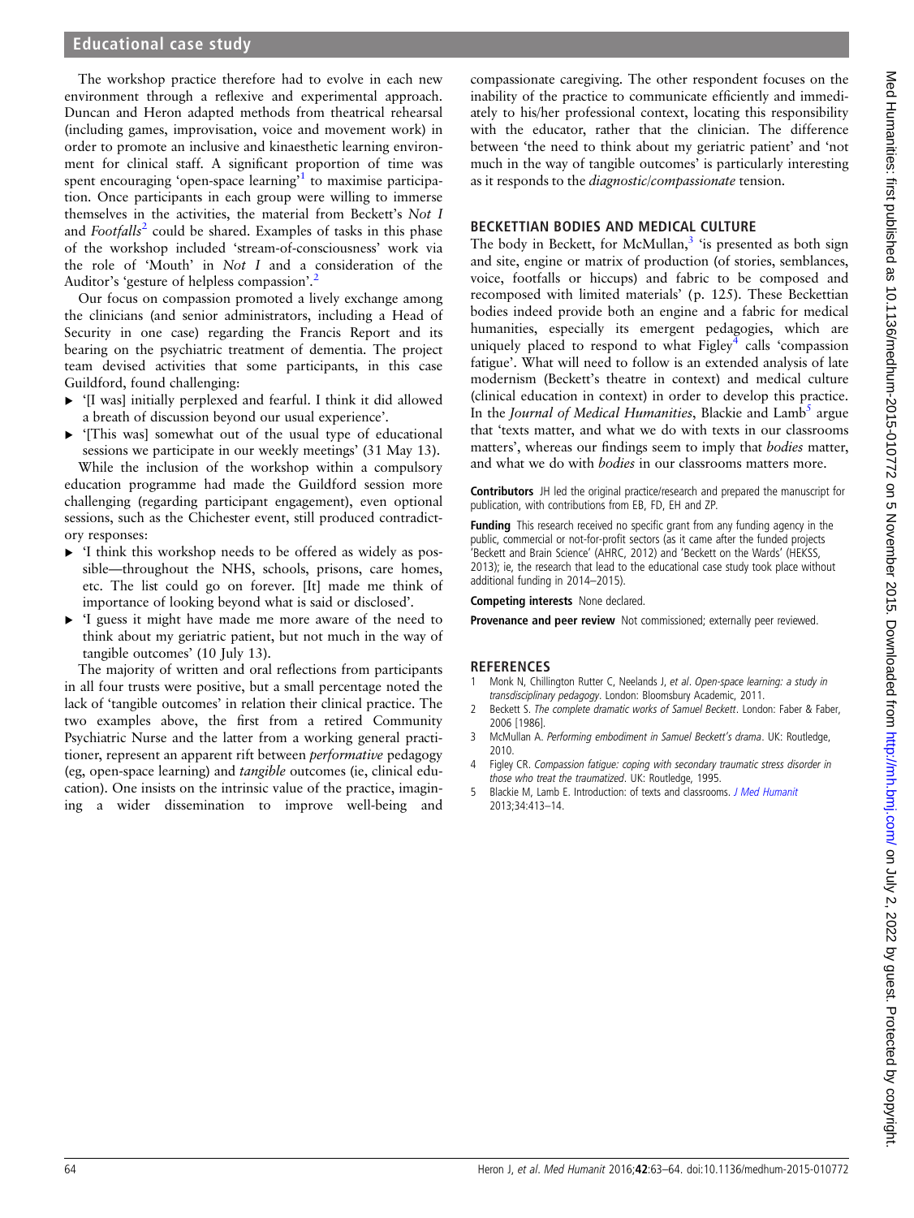The workshop practice therefore had to evolve in each new environment through a reflexive and experimental approach. Duncan and Heron adapted methods from theatrical rehearsal (including games, improvisation, voice and movement work) in order to promote an inclusive and kinaesthetic learning environment for clinical staff. A significant proportion of time was spent encouraging 'open-space learning'[1] to maximise participation. Once participants in each group were willing to immerse themselves in the activities, the material from Beckett's *Not I* and *Footfalls*[2] could be shared. Examples of tasks in this phase of the workshop included 'stream-of-consciousness' work via the role of 'Mouth' in *Not I* and a consideration of the Auditor's 'gesture of helpless compassion'.[2]

Our focus on compassion promoted a lively exchange among the clinicians (and senior administrators, including a Head of Security in one case) regarding the Francis Report and its bearing on the psychiatric treatment of dementia. The project team devised activities that some participants, in this case Guildford, found challenging:

- '[I was] initially perplexed and fearful. I think it did allowed a breath of discussion beyond our usual experience'.
- '[This was] somewhat out of the usual type of educational sessions we participate in our weekly meetings' (31 May 13).

While the inclusion of the workshop within a compulsory education programme had made the Guildford session more challenging (regarding participant engagement), even optional sessions, such as the Chichester event, still produced contradictory responses:

- 'I think this workshop needs to be offered as widely as possible—throughout the NHS, schools, prisons, care homes, etc. The list could go on forever. [It] made me think of importance of looking beyond what is said or disclosed'.
- 'I guess it might have made me more aware of the need to think about my geriatric patient, but not much in the way of tangible outcomes' (10 July 13).

The majority of written and oral reflections from participants in all four trusts were positive, but a small percentage noted the lack of 'tangible outcomes' in relation their clinical practice. The two examples above, the first from a retired Community Psychiatric Nurse and the latter from a working general practitioner, represent an apparent rift between *performative* pedagogy (eg, open-space learning) and *tangible* outcomes (ie, clinical education). One insists on the intrinsic value of the practice, imagining a wider dissemination to improve well-being and compassionate caregiving. The other respondent focuses on the inability of the practice to communicate efficiently and immediately to his/her professional context, locating this responsibility with the educator, rather that the clinician. The difference between 'the need to think about my geriatric patient' and 'not much in the way of tangible outcomes' is particularly interesting as it responds to the *diagnostic/compassionate* tension.

## BECKETTIAN BODIES AND MEDICAL CULTURE

The body in Beckett, for McMullan,[3] 'is presented as both sign and site, engine or matrix of production (of stories, semblances, voice, footfalls or hiccups) and fabric to be composed and recomposed with limited materials' (p. 125). These Beckettian bodies indeed provide both an engine and a fabric for medical humanities, especially its emergent pedagogies, which are uniquely placed to respond to what Figley[4] calls 'compassion fatigue'. What will need to follow is an extended analysis of late modernism (Beckett's theatre in context) and medical culture (clinical education in context) in order to develop this practice. In the *Journal of Medical Humanities*, Blackie and Lamb[5] argue that 'texts matter, and what we do with texts in our classrooms matters', whereas our findings seem to imply that *bodies* matter, and what we do with *bodies* in our classrooms matters more.

**Contributors** JH led the original practice/research and prepared the manuscript for publication, with contributions from EB, FD, EH and ZP.

**Funding** This research received no specific grant from any funding agency in the public, commercial or not-for-profit sectors (as it came after the funded projects 'Beckett and Brain Science' (AHRC, 2012) and 'Beckett on the Wards' (HEKSS, 2013); ie, the research that lead to the educational case study took place without additional funding in 2014–2015).

**Competing interests** None declared.

**Provenance and peer review** Not commissioned; externally peer reviewed.

## REFERENCES

1. Monk N, Chillington Rutter C, Neelands J, *et al*. *Open-space learning: a study in transdisciplinary pedagogy*. London: Bloomsbury Academic, 2011.
2. Beckett S. *The complete dramatic works of Samuel Beckett*. London: Faber & Faber, 2006 [1986].
3. McMullan A. *Performing embodiment in Samuel Beckett's drama*. UK: Routledge, 2010.
4. Figley CR. *Compassion fatigue: coping with secondary traumatic stress disorder in those who treat the traumatized*. UK: Routledge, 1995.
5. Blackie M, Lamb E. Introduction: of texts and classrooms. *J Med Humanit* 2013;34:413–14.